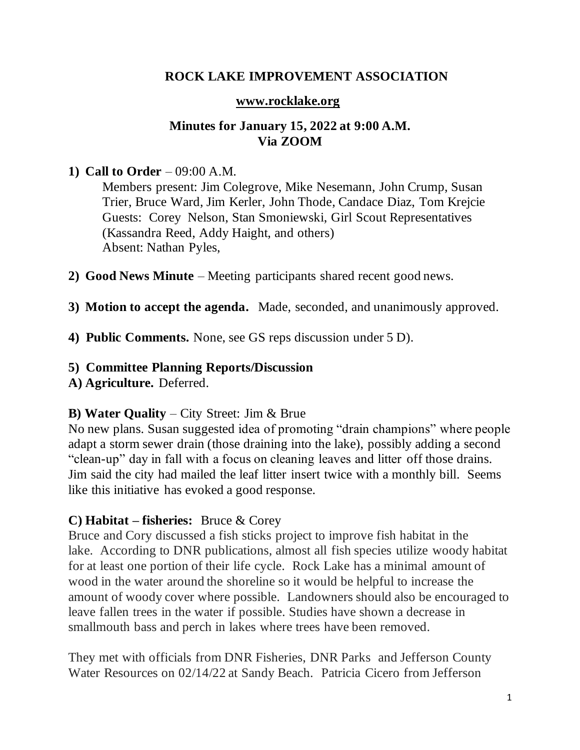# ROCK LAKE IMPROVEMENT ASSOCIATION

**www.rocklake.org**

## Minutes for January 15, 2022 at 9:00 A.M. Via ZOOM

**1) Call to Order** – 09:00 A.M.

Members present: Jim Colegrove, Mike Nesemann, John Crump, Susan Trier, Bruce Ward, Jim Kerler, John Thode, Candace Diaz, Tom Krejcie
Guests: Corey Nelson, Stan Smoniewski, Girl Scout Representatives (Kassandra Reed, Addy Haight, and others)
Absent: Nathan Pyles,

**2) Good News Minute** – Meeting participants shared recent good news.

**3) Motion to accept the agenda.** Made, seconded, and unanimously approved.

**4) Public Comments.** None, see GS reps discussion under 5 D).

**5) Committee Planning Reports/Discussion**

**A) Agriculture.** Deferred.

**B) Water Quality** – City Street: Jim & Brue

No new plans. Susan suggested idea of promoting "drain champions" where people adapt a storm sewer drain (those draining into the lake), possibly adding a second "clean-up" day in fall with a focus on cleaning leaves and litter off those drains. Jim said the city had mailed the leaf litter insert twice with a monthly bill. Seems like this initiative has evoked a good response.

**C) Habitat – fisheries:** Bruce & Corey

Bruce and Cory discussed a fish sticks project to improve fish habitat in the lake. According to DNR publications, almost all fish species utilize woody habitat for at least one portion of their life cycle. Rock Lake has a minimal amount of wood in the water around the shoreline so it would be helpful to increase the amount of woody cover where possible. Landowners should also be encouraged to leave fallen trees in the water if possible. Studies have shown a decrease in smallmouth bass and perch in lakes where trees have been removed.

They met with officials from DNR Fisheries, DNR Parks and Jefferson County Water Resources on 02/14/22 at Sandy Beach. Patricia Cicero from Jefferson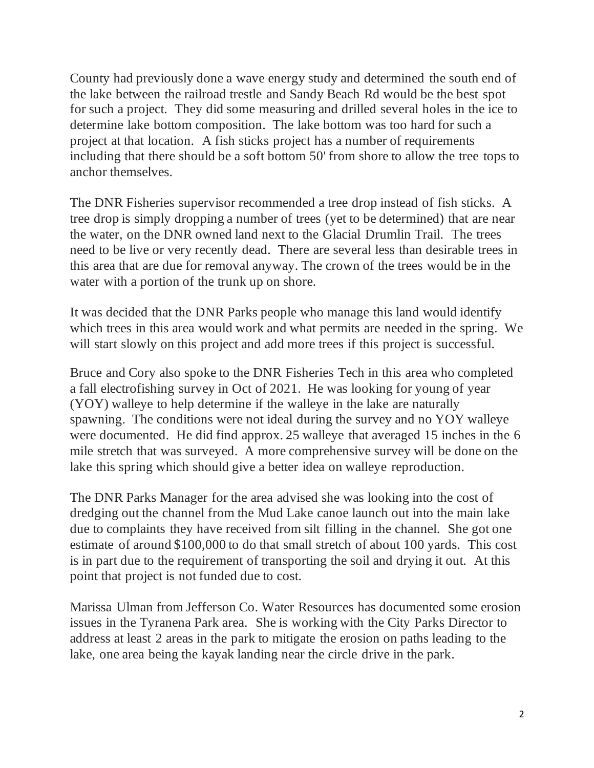County had previously done a wave energy study and determined the south end of the lake between the railroad trestle and Sandy Beach Rd would be the best spot for such a project. They did some measuring and drilled several holes in the ice to determine lake bottom composition. The lake bottom was too hard for such a project at that location. A fish sticks project has a number of requirements including that there should be a soft bottom 50' from shore to allow the tree tops to anchor themselves.

The DNR Fisheries supervisor recommended a tree drop instead of fish sticks. A tree drop is simply dropping a number of trees (yet to be determined) that are near the water, on the DNR owned land next to the Glacial Drumlin Trail. The trees need to be live or very recently dead. There are several less than desirable trees in this area that are due for removal anyway. The crown of the trees would be in the water with a portion of the trunk up on shore.

It was decided that the DNR Parks people who manage this land would identify which trees in this area would work and what permits are needed in the spring. We will start slowly on this project and add more trees if this project is successful.

Bruce and Cory also spoke to the DNR Fisheries Tech in this area who completed a fall electrofishing survey in Oct of 2021. He was looking for young of year (YOY) walleye to help determine if the walleye in the lake are naturally spawning. The conditions were not ideal during the survey and no YOY walleye were documented. He did find approx. 25 walleye that averaged 15 inches in the 6 mile stretch that was surveyed. A more comprehensive survey will be done on the lake this spring which should give a better idea on walleye reproduction.

The DNR Parks Manager for the area advised she was looking into the cost of dredging out the channel from the Mud Lake canoe launch out into the main lake due to complaints they have received from silt filling in the channel. She got one estimate of around $100,000 to do that small stretch of about 100 yards. This cost is in part due to the requirement of transporting the soil and drying it out. At this point that project is not funded due to cost.

Marissa Ulman from Jefferson Co. Water Resources has documented some erosion issues in the Tyranena Park area. She is working with the City Parks Director to address at least 2 areas in the park to mitigate the erosion on paths leading to the lake, one area being the kayak landing near the circle drive in the park.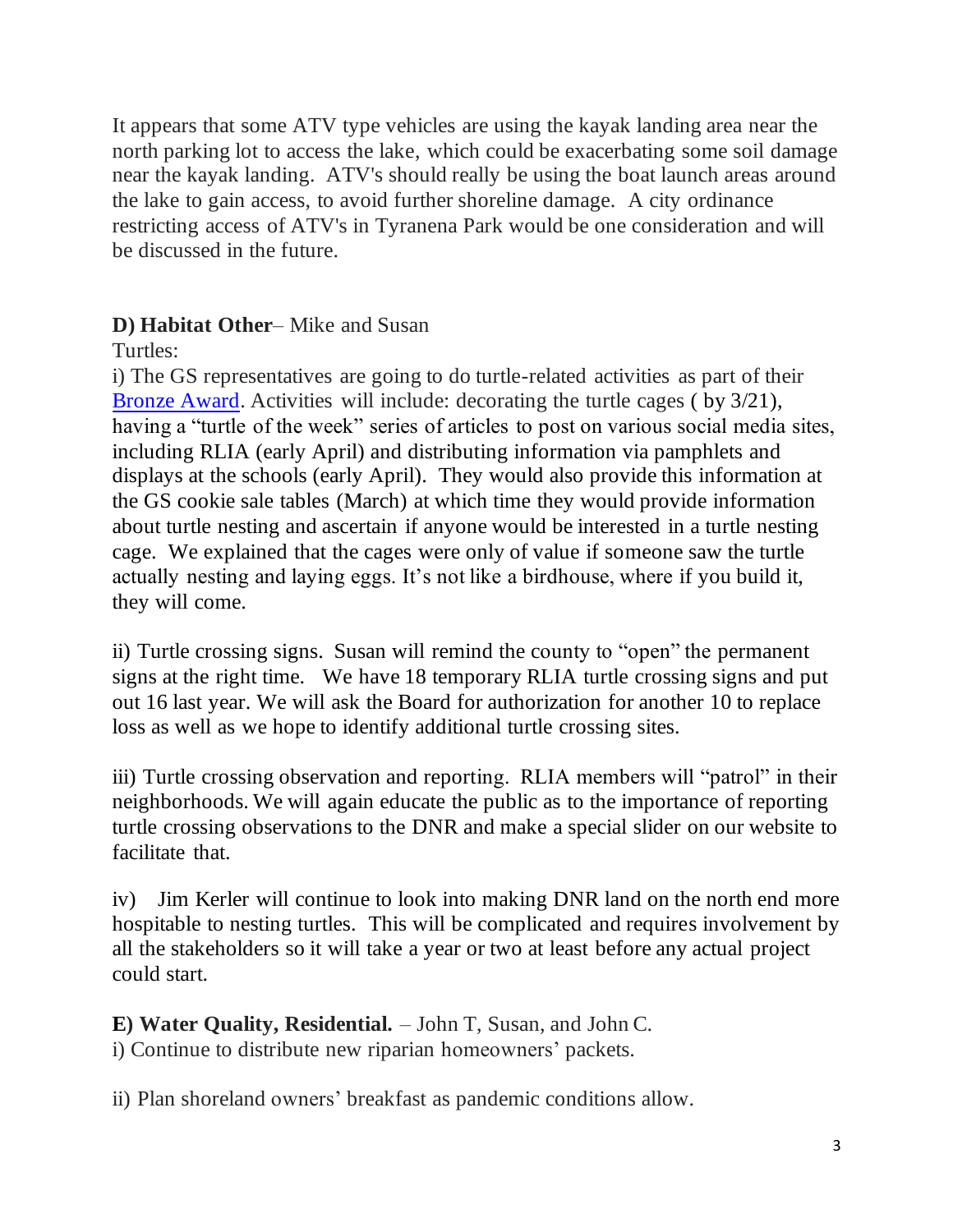It appears that some ATV type vehicles are using the kayak landing area near the north parking lot to access the lake, which could be exacerbating some soil damage near the kayak landing. ATV's should really be using the boat launch areas around the lake to gain access, to avoid further shoreline damage. A city ordinance restricting access of ATV's in Tyranena Park would be one consideration and will be discussed in the future.

**D) Habitat Other**– Mike and Susan

Turtles:

i) The GS representatives are going to do turtle-related activities as part of their [Bronze Award](). Activities will include: decorating the turtle cages ( by 3/21), having a "turtle of the week" series of articles to post on various social media sites, including RLIA (early April) and distributing information via pamphlets and displays at the schools (early April). They would also provide this information at the GS cookie sale tables (March) at which time they would provide information about turtle nesting and ascertain if anyone would be interested in a turtle nesting cage. We explained that the cages were only of value if someone saw the turtle actually nesting and laying eggs. It's not like a birdhouse, where if you build it, they will come.

ii) Turtle crossing signs. Susan will remind the county to "open" the permanent signs at the right time. We have 18 temporary RLIA turtle crossing signs and put out 16 last year. We will ask the Board for authorization for another 10 to replace loss as well as we hope to identify additional turtle crossing sites.

iii) Turtle crossing observation and reporting. RLIA members will "patrol" in their neighborhoods. We will again educate the public as to the importance of reporting turtle crossing observations to the DNR and make a special slider on our website to facilitate that.

iv) Jim Kerler will continue to look into making DNR land on the north end more hospitable to nesting turtles. This will be complicated and requires involvement by all the stakeholders so it will take a year or two at least before any actual project could start.

**E) Water Quality, Residential.** – John T, Susan, and John C.

i) Continue to distribute new riparian homeowners' packets.

ii) Plan shoreland owners' breakfast as pandemic conditions allow.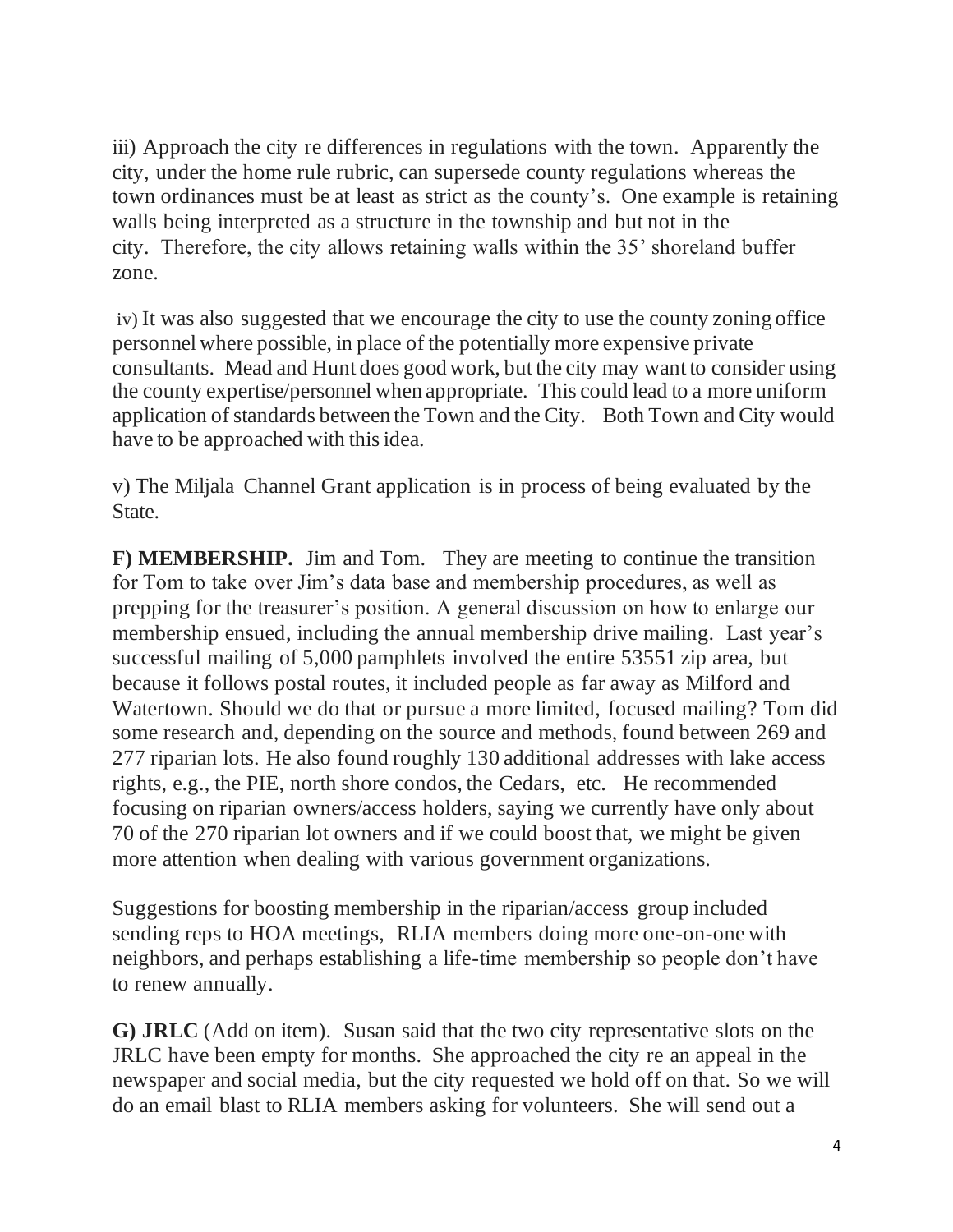iii) Approach the city re differences in regulations with the town. Apparently the city, under the home rule rubric, can supersede county regulations whereas the town ordinances must be at least as strict as the county's. One example is retaining walls being interpreted as a structure in the township and but not in the city. Therefore, the city allows retaining walls within the 35' shoreland buffer zone.

iv) It was also suggested that we encourage the city to use the county zoning office personnel where possible, in place of the potentially more expensive private consultants. Mead and Hunt does good work, but the city may want to consider using the county expertise/personnel when appropriate. This could lead to a more uniform application of standards between the Town and the City. Both Town and City would have to be approached with this idea.

v) The Miljala Channel Grant application is in process of being evaluated by the State.

**F) MEMBERSHIP.** Jim and Tom. They are meeting to continue the transition for Tom to take over Jim's data base and membership procedures, as well as prepping for the treasurer's position. A general discussion on how to enlarge our membership ensued, including the annual membership drive mailing. Last year's successful mailing of 5,000 pamphlets involved the entire 53551 zip area, but because it follows postal routes, it included people as far away as Milford and Watertown. Should we do that or pursue a more limited, focused mailing? Tom did some research and, depending on the source and methods, found between 269 and 277 riparian lots. He also found roughly 130 additional addresses with lake access rights, e.g., the PIE, north shore condos, the Cedars, etc. He recommended focusing on riparian owners/access holders, saying we currently have only about 70 of the 270 riparian lot owners and if we could boost that, we might be given more attention when dealing with various government organizations.

Suggestions for boosting membership in the riparian/access group included sending reps to HOA meetings, RLIA members doing more one-on-one with neighbors, and perhaps establishing a life-time membership so people don't have to renew annually.

**G) JRLC** (Add on item). Susan said that the two city representative slots on the JRLC have been empty for months. She approached the city re an appeal in the newspaper and social media, but the city requested we hold off on that. So we will do an email blast to RLIA members asking for volunteers. She will send out a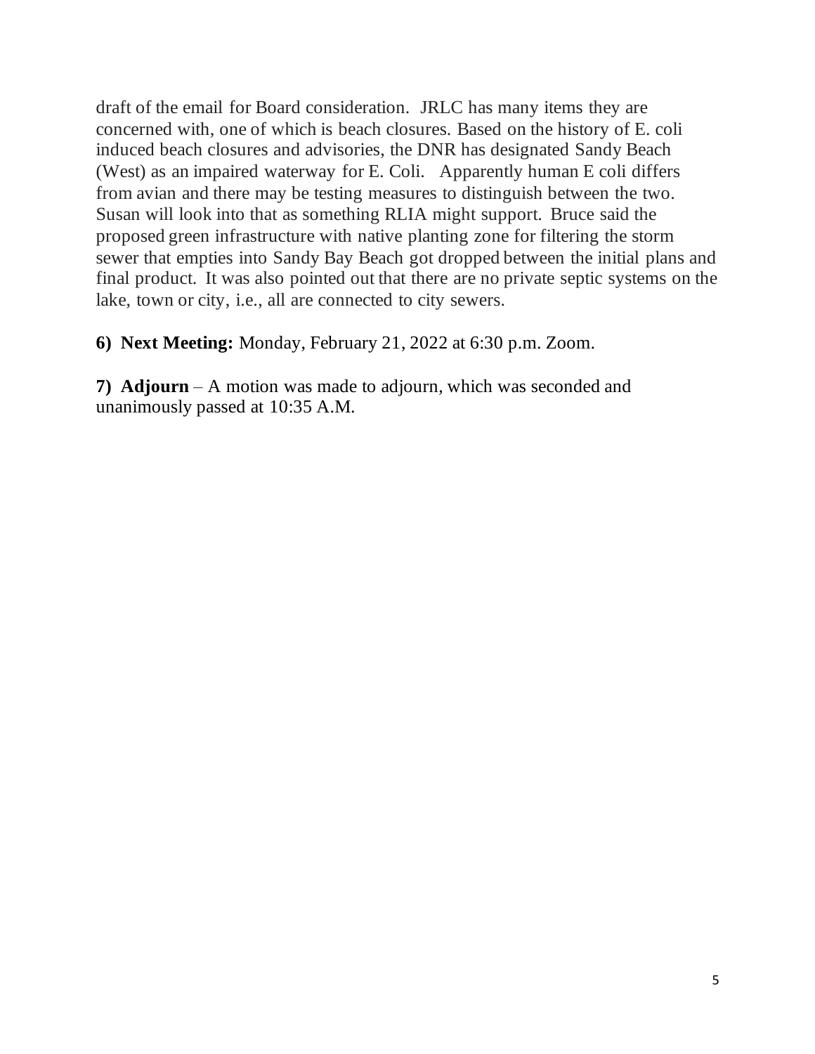draft of the email for Board consideration. JRLC has many items they are concerned with, one of which is beach closures. Based on the history of E. coli induced beach closures and advisories, the DNR has designated Sandy Beach (West) as an impaired waterway for E. Coli. Apparently human E coli differs from avian and there may be testing measures to distinguish between the two. Susan will look into that as something RLIA might support. Bruce said the proposed green infrastructure with native planting zone for filtering the storm sewer that empties into Sandy Bay Beach got dropped between the initial plans and final product. It was also pointed out that there are no private septic systems on the lake, town or city, i.e., all are connected to city sewers.

**6) Next Meeting:** Monday, February 21, 2022 at 6:30 p.m. Zoom.

**7) Adjourn** – A motion was made to adjourn, which was seconded and unanimously passed at 10:35 A.M.